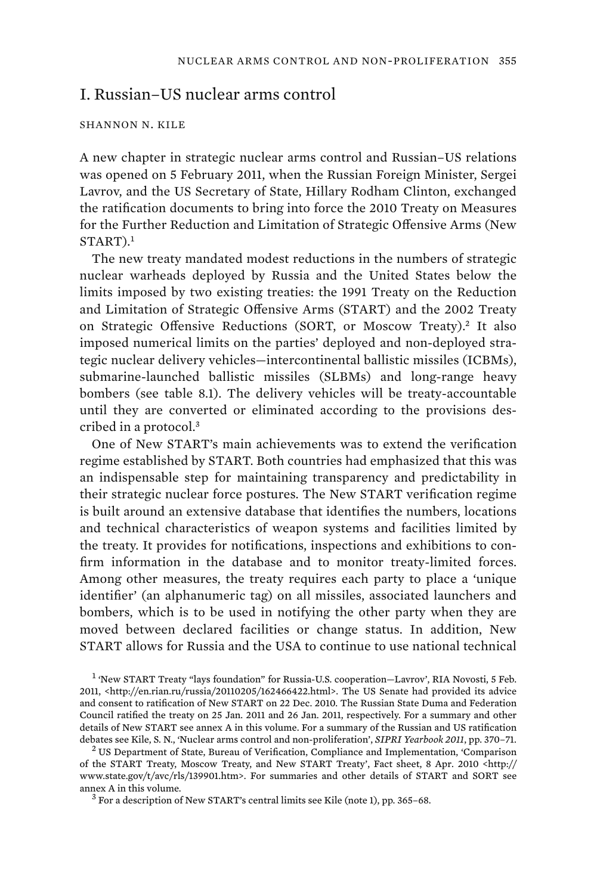## I. Russian–US nuclear arms control

SHANNON N. KILE

A new chapter in strategic nuclear arms control and Russian–US relations was opened on 5 February 2011, when the Russian Foreign Minister, Sergei Lavrov, and the US Secretary of State, Hillary Rodham Clinton, exchanged the ratification documents to bring into force the 2010 Treaty on Measures for the Further Reduction and Limitation of Strategic Offensive Arms (New START).[1]

The new treaty mandated modest reductions in the numbers of strategic nuclear warheads deployed by Russia and the United States below the limits imposed by two existing treaties: the 1991 Treaty on the Reduction and Limitation of Strategic Offensive Arms (START) and the 2002 Treaty on Strategic Offensive Reductions (SORT, or Moscow Treaty).[2] It also imposed numerical limits on the parties' deployed and non-deployed strategic nuclear delivery vehicles—intercontinental ballistic missiles (ICBMs), submarine-launched ballistic missiles (SLBMs) and long-range heavy bombers (see table 8.1). The delivery vehicles will be treaty-accountable until they are converted or eliminated according to the provisions described in a protocol.[3]

One of New START's main achievements was to extend the verification regime established by START. Both countries had emphasized that this was an indispensable step for maintaining transparency and predictability in their strategic nuclear force postures. The New START verification regime is built around an extensive database that identifies the numbers, locations and technical characteristics of weapon systems and facilities limited by the treaty. It provides for notifications, inspections and exhibitions to confirm information in the database and to monitor treaty-limited forces. Among other measures, the treaty requires each party to place a 'unique identifier' (an alphanumeric tag) on all missiles, associated launchers and bombers, which is to be used in notifying the other party when they are moved between declared facilities or change status. In addition, New START allows for Russia and the USA to continue to use national technical

[1] 'New START Treaty "lays foundation" for Russia-U.S. cooperation—Lavrov', RIA Novosti, 5 Feb. 2011, <http://en.rian.ru/russia/20110205/162466422.html>. The US Senate had provided its advice and consent to ratification of New START on 22 Dec. 2010. The Russian State Duma and Federation Council ratified the treaty on 25 Jan. 2011 and 26 Jan. 2011, respectively. For a summary and other details of New START see annex A in this volume. For a summary of the Russian and US ratification debates see Kile, S. N., 'Nuclear arms control and non-proliferation', *SIPRI Yearbook 2011*, pp. 370–71.

[2] US Department of State, Bureau of Verification, Compliance and Implementation, 'Comparison of the START Treaty, Moscow Treaty, and New START Treaty', Fact sheet, 8 Apr. 2010 <http://www.state.gov/t/avc/rls/139901.htm>. For summaries and other details of START and SORT see annex A in this volume.

[3] For a description of New START's central limits see Kile (note 1), pp. 365–68.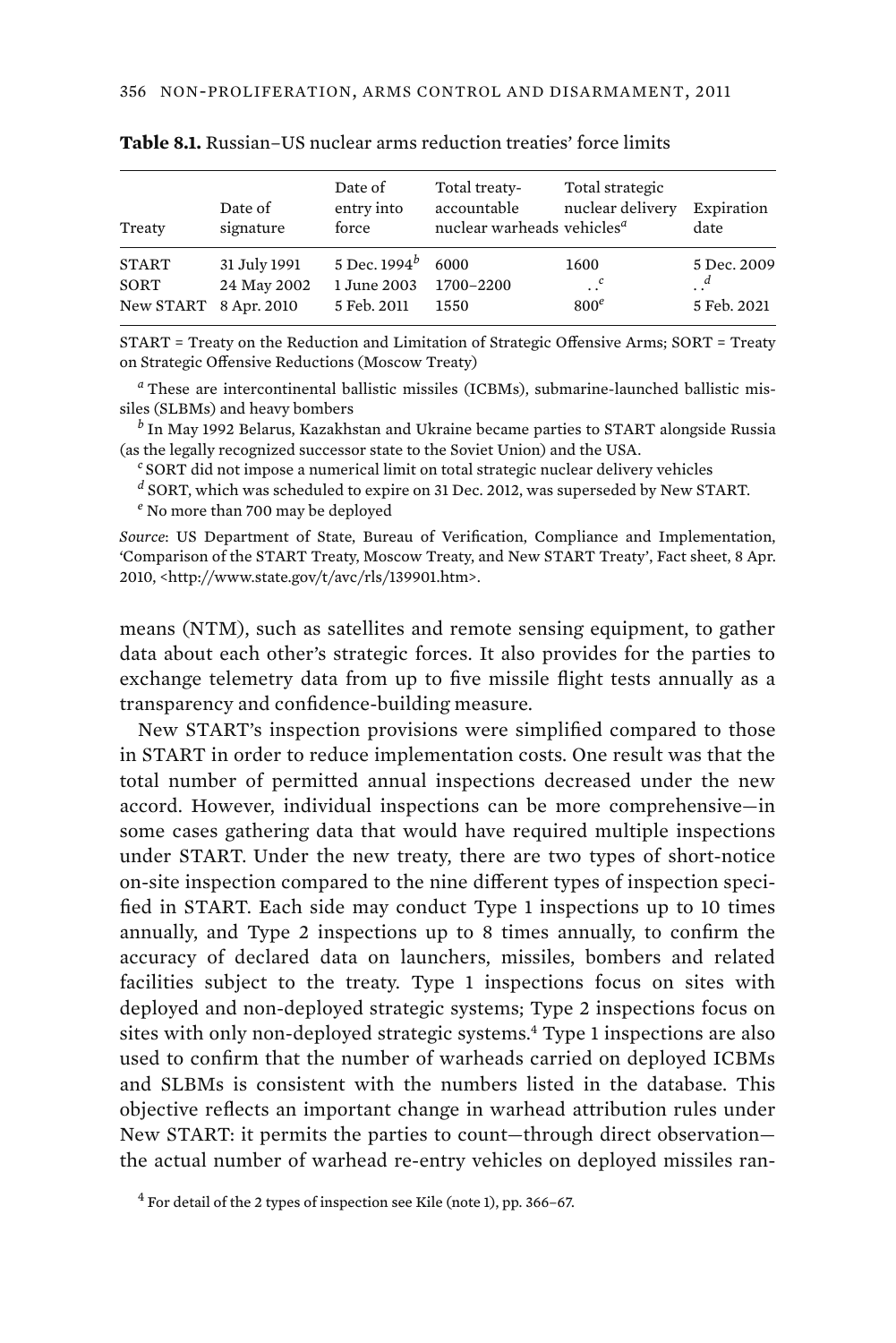**Table 8.1.** Russian–US nuclear arms reduction treaties' force limits

| Treaty | Date of signature | Date of entry into force | Total treaty-accountable nuclear warheads | Total strategic nuclear delivery vehicles[a] | Expiration date |
|---|---|---|---|---|---|
| START | 31 July 1991 | 5 Dec. 1994[b] | 6000 | 1600 | 5 Dec. 2009 |
| SORT | 24 May 2002 | 1 June 2003 | 1700–2200 | . .[c] | . .[d] |
| New START | 8 Apr. 2010 | 5 Feb. 2011 | 1550 | 800[e] | 5 Feb. 2021 |

START = Treaty on the Reduction and Limitation of Strategic Offensive Arms; SORT = Treaty on Strategic Offensive Reductions (Moscow Treaty)

[a] These are intercontinental ballistic missiles (ICBMs), submarine-launched ballistic missiles (SLBMs) and heavy bombers

[b] In May 1992 Belarus, Kazakhstan and Ukraine became parties to START alongside Russia (as the legally recognized successor state to the Soviet Union) and the USA.

[c] SORT did not impose a numerical limit on total strategic nuclear delivery vehicles

[d] SORT, which was scheduled to expire on 31 Dec. 2012, was superseded by New START.

[e] No more than 700 may be deployed

*Source*: US Department of State, Bureau of Verification, Compliance and Implementation, 'Comparison of the START Treaty, Moscow Treaty, and New START Treaty', Fact sheet, 8 Apr. 2010, <http://www.state.gov/t/avc/rls/139901.htm>.

means (NTM), such as satellites and remote sensing equipment, to gather data about each other's strategic forces. It also provides for the parties to exchange telemetry data from up to five missile flight tests annually as a transparency and confidence-building measure.

New START's inspection provisions were simplified compared to those in START in order to reduce implementation costs. One result was that the total number of permitted annual inspections decreased under the new accord. However, individual inspections can be more comprehensive—in some cases gathering data that would have required multiple inspections under START. Under the new treaty, there are two types of short-notice on-site inspection compared to the nine different types of inspection specified in START. Each side may conduct Type 1 inspections up to 10 times annually, and Type 2 inspections up to 8 times annually, to confirm the accuracy of declared data on launchers, missiles, bombers and related facilities subject to the treaty. Type 1 inspections focus on sites with deployed and non-deployed strategic systems; Type 2 inspections focus on sites with only non-deployed strategic systems.[4] Type 1 inspections are also used to confirm that the number of warheads carried on deployed ICBMs and SLBMs is consistent with the numbers listed in the database. This objective reflects an important change in warhead attribution rules under New START: it permits the parties to count—through direct observation—the actual number of warhead re-entry vehicles on deployed missiles ran-

[4] For detail of the 2 types of inspection see Kile (note 1), pp. 366–67.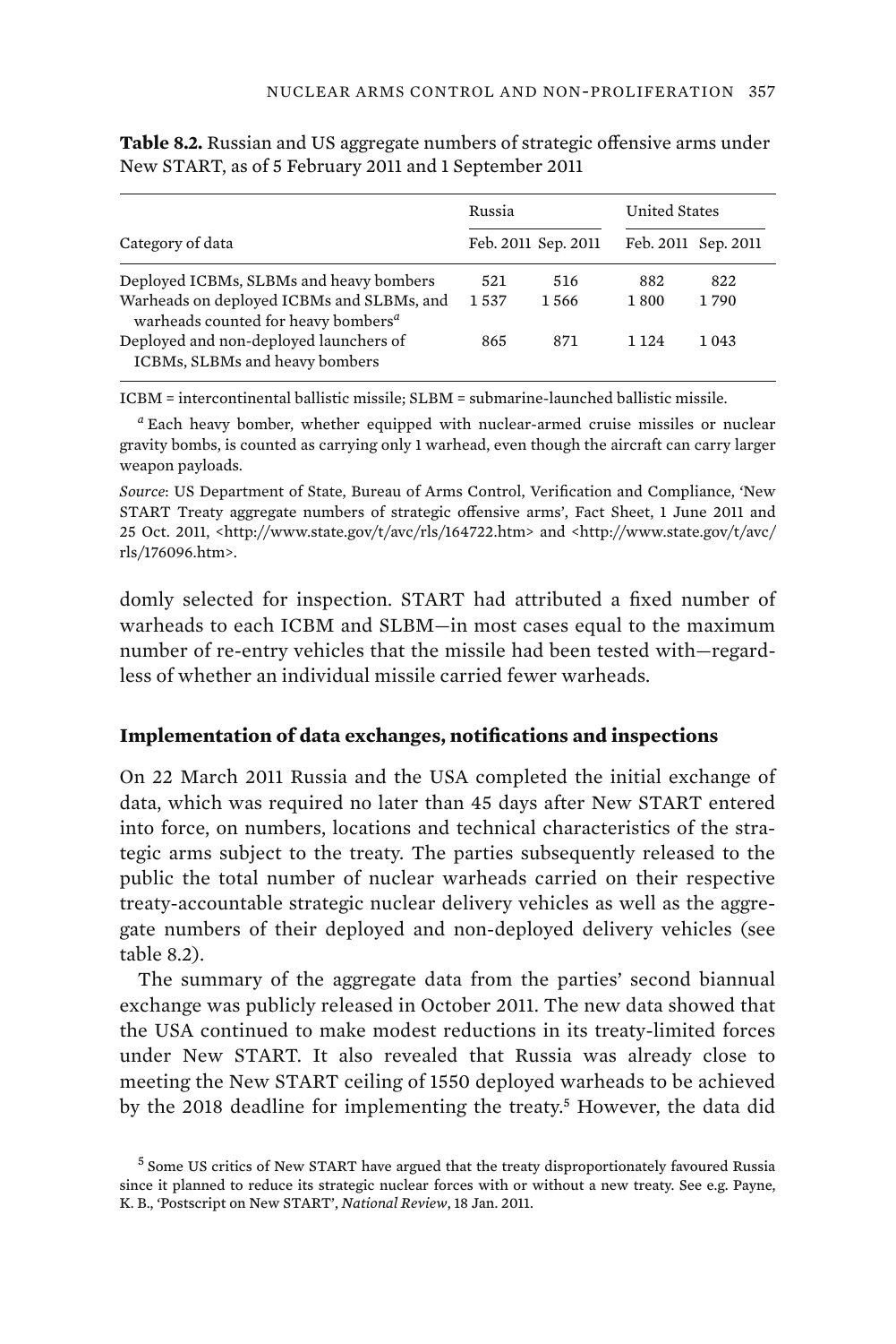**Table 8.2.** Russian and US aggregate numbers of strategic offensive arms under New START, as of 5 February 2011 and 1 September 2011

| Category of data | Russia | | United States | |
|---|---|---|---|---|
| | Feb. 2011 | Sep. 2011 | Feb. 2011 | Sep. 2011 |
| Deployed ICBMs, SLBMs and heavy bombers | 521 | 516 | 882 | 822 |
| Warheads on deployed ICBMs and SLBMs, and warheads counted for heavy bombers[a] | 1 537 | 1 566 | 1 800 | 1 790 |
| Deployed and non-deployed launchers of ICBMs, SLBMs and heavy bombers | 865 | 871 | 1 124 | 1 043 |

ICBM = intercontinental ballistic missile; SLBM = submarine-launched ballistic missile.

[a] Each heavy bomber, whether equipped with nuclear-armed cruise missiles or nuclear gravity bombs, is counted as carrying only 1 warhead, even though the aircraft can carry larger weapon payloads.

*Source*: US Department of State, Bureau of Arms Control, Verification and Compliance, 'New START Treaty aggregate numbers of strategic offensive arms', Fact Sheet, 1 June 2011 and 25 Oct. 2011, <http://www.state.gov/t/avc/rls/164722.htm> and <http://www.state.gov/t/avc/rls/176096.htm>.

domly selected for inspection. START had attributed a fixed number of warheads to each ICBM and SLBM—in most cases equal to the maximum number of re-entry vehicles that the missile had been tested with—regardless of whether an individual missile carried fewer warheads.

#### Implementation of data exchanges, notifications and inspections

On 22 March 2011 Russia and the USA completed the initial exchange of data, which was required no later than 45 days after New START entered into force, on numbers, locations and technical characteristics of the strategic arms subject to the treaty. The parties subsequently released to the public the total number of nuclear warheads carried on their respective treaty-accountable strategic nuclear delivery vehicles as well as the aggregate numbers of their deployed and non-deployed delivery vehicles (see table 8.2).

The summary of the aggregate data from the parties' second biannual exchange was publicly released in October 2011. The new data showed that the USA continued to make modest reductions in its treaty-limited forces under New START. It also revealed that Russia was already close to meeting the New START ceiling of 1550 deployed warheads to be achieved by the 2018 deadline for implementing the treaty.[5] However, the data did

[5] Some US critics of New START have argued that the treaty disproportionately favoured Russia since it planned to reduce its strategic nuclear forces with or without a new treaty. See e.g. Payne, K. B., 'Postscript on New START', *National Review*, 18 Jan. 2011.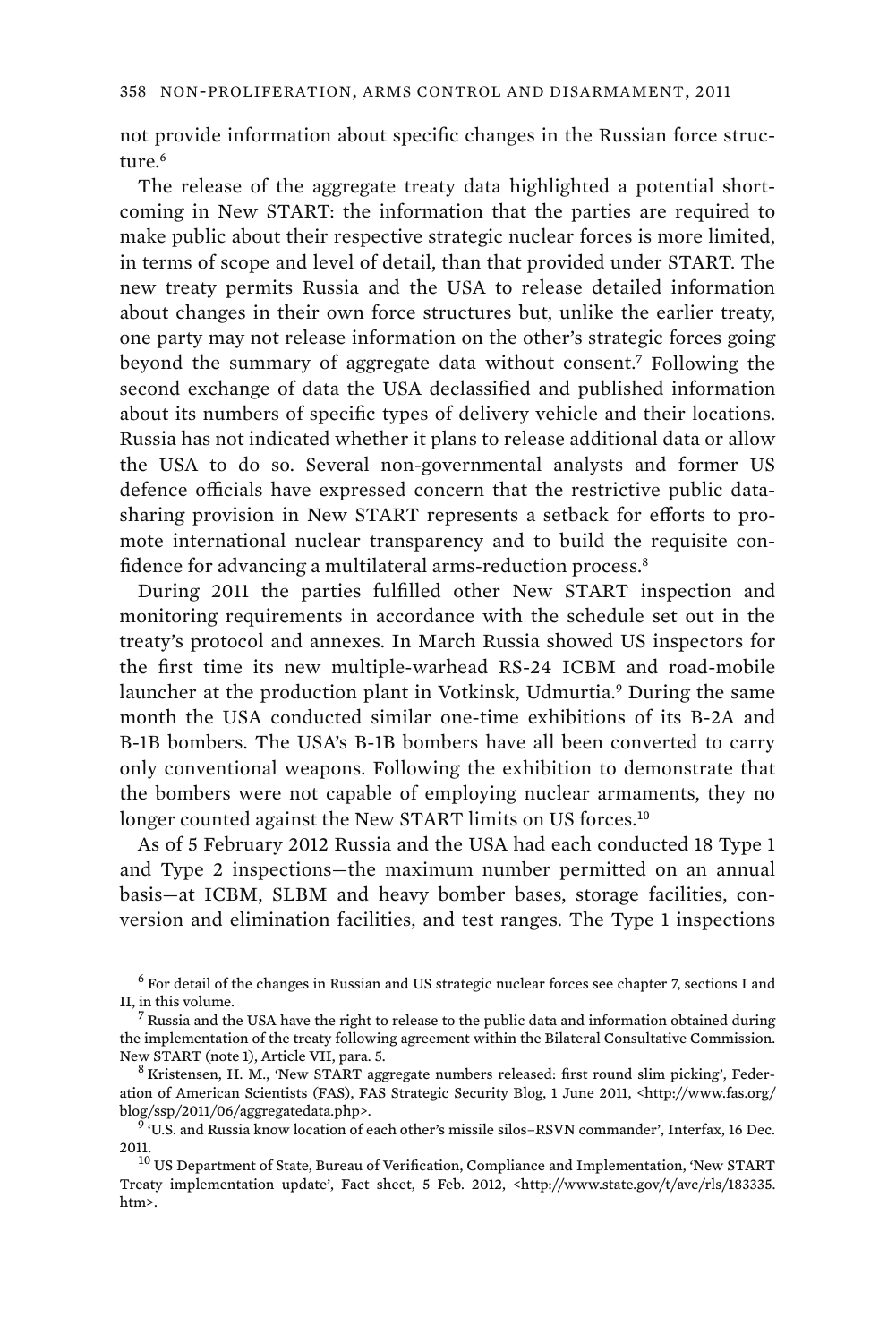not provide information about specific changes in the Russian force structure.[6]

The release of the aggregate treaty data highlighted a potential shortcoming in New START: the information that the parties are required to make public about their respective strategic nuclear forces is more limited, in terms of scope and level of detail, than that provided under START. The new treaty permits Russia and the USA to release detailed information about changes in their own force structures but, unlike the earlier treaty, one party may not release information on the other's strategic forces going beyond the summary of aggregate data without consent.[7] Following the second exchange of data the USA declassified and published information about its numbers of specific types of delivery vehicle and their locations. Russia has not indicated whether it plans to release additional data or allow the USA to do so. Several non-governmental analysts and former US defence officials have expressed concern that the restrictive public data-sharing provision in New START represents a setback for efforts to promote international nuclear transparency and to build the requisite confidence for advancing a multilateral arms-reduction process.[8]

During 2011 the parties fulfilled other New START inspection and monitoring requirements in accordance with the schedule set out in the treaty's protocol and annexes. In March Russia showed US inspectors for the first time its new multiple-warhead RS-24 ICBM and road-mobile launcher at the production plant in Votkinsk, Udmurtia.[9] During the same month the USA conducted similar one-time exhibitions of its B-2A and B-1B bombers. The USA's B-1B bombers have all been converted to carry only conventional weapons. Following the exhibition to demonstrate that the bombers were not capable of employing nuclear armaments, they no longer counted against the New START limits on US forces.[10]

As of 5 February 2012 Russia and the USA had each conducted 18 Type 1 and Type 2 inspections—the maximum number permitted on an annual basis—at ICBM, SLBM and heavy bomber bases, storage facilities, conversion and elimination facilities, and test ranges. The Type 1 inspections

[6] For detail of the changes in Russian and US strategic nuclear forces see chapter 7, sections I and II, in this volume.

[7] Russia and the USA have the right to release to the public data and information obtained during the implementation of the treaty following agreement within the Bilateral Consultative Commission. New START (note 1), Article VII, para. 5.

[8] Kristensen, H. M., 'New START aggregate numbers released: first round slim picking', Federation of American Scientists (FAS), FAS Strategic Security Blog, 1 June 2011, <http://www.fas.org/blog/ssp/2011/06/aggregatedata.php>.

[9] 'U.S. and Russia know location of each other's missile silos–RSVN commander', Interfax, 16 Dec. 2011.

[10] US Department of State, Bureau of Verification, Compliance and Implementation, 'New START Treaty implementation update', Fact sheet, 5 Feb. 2012, <http://www.state.gov/t/avc/rls/183335.htm>.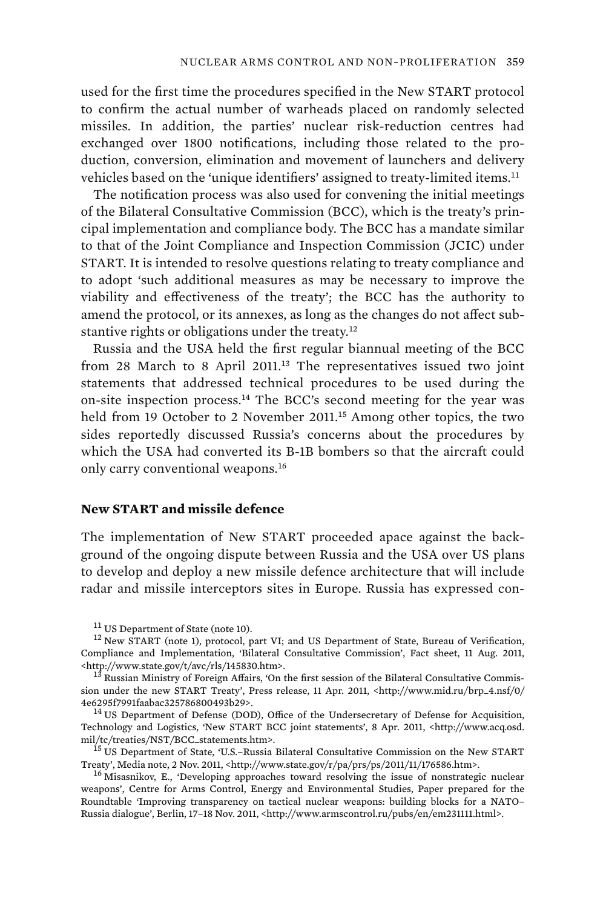used for the first time the procedures specified in the New START protocol to confirm the actual number of warheads placed on randomly selected missiles. In addition, the parties' nuclear risk-reduction centres had exchanged over 1800 notifications, including those related to the production, conversion, elimination and movement of launchers and delivery vehicles based on the 'unique identifiers' assigned to treaty-limited items.[11]

The notification process was also used for convening the initial meetings of the Bilateral Consultative Commission (BCC), which is the treaty's principal implementation and compliance body. The BCC has a mandate similar to that of the Joint Compliance and Inspection Commission (JCIC) under START. It is intended to resolve questions relating to treaty compliance and to adopt 'such additional measures as may be necessary to improve the viability and effectiveness of the treaty'; the BCC has the authority to amend the protocol, or its annexes, as long as the changes do not affect substantive rights or obligations under the treaty.[12]

Russia and the USA held the first regular biannual meeting of the BCC from 28 March to 8 April 2011.[13] The representatives issued two joint statements that addressed technical procedures to be used during the on-site inspection process.[14] The BCC's second meeting for the year was held from 19 October to 2 November 2011.[15] Among other topics, the two sides reportedly discussed Russia's concerns about the procedures by which the USA had converted its B-1B bombers so that the aircraft could only carry conventional weapons.[16]

### New START and missile defence

The implementation of New START proceeded apace against the background of the ongoing dispute between Russia and the USA over US plans to develop and deploy a new missile defence architecture that will include radar and missile interceptors sites in Europe. Russia has expressed con-

[11] US Department of State (note 10).

[12] New START (note 1), protocol, part VI; and US Department of State, Bureau of Verification, Compliance and Implementation, 'Bilateral Consultative Commission', Fact sheet, 11 Aug. 2011, <http://www.state.gov/t/avc/rls/145830.htm>.

[13] Russian Ministry of Foreign Affairs, 'On the first session of the Bilateral Consultative Commission under the new START Treaty', Press release, 11 Apr. 2011, <http://www.mid.ru/brp_4.nsf/0/4e6295f7991faabac325786800493b29>.

[14] US Department of Defense (DOD), Office of the Undersecretary of Defense for Acquisition, Technology and Logistics, 'New START BCC joint statements', 8 Apr. 2011, <http://www.acq.osd.mil/tc/treaties/NST/BCC_statements.htm>.

[15] US Department of State, 'U.S.–Russia Bilateral Consultative Commission on the New START Treaty', Media note, 2 Nov. 2011, <http://www.state.gov/r/pa/prs/ps/2011/11/176586.htm>.

[16] Misasnikov, E., 'Developing approaches toward resolving the issue of nonstrategic nuclear weapons', Centre for Arms Control, Energy and Environmental Studies, Paper prepared for the Roundtable 'Improving transparency on tactical nuclear weapons: building blocks for a NATO–Russia dialogue', Berlin, 17–18 Nov. 2011, <http://www.armscontrol.ru/pubs/en/em231111.html>.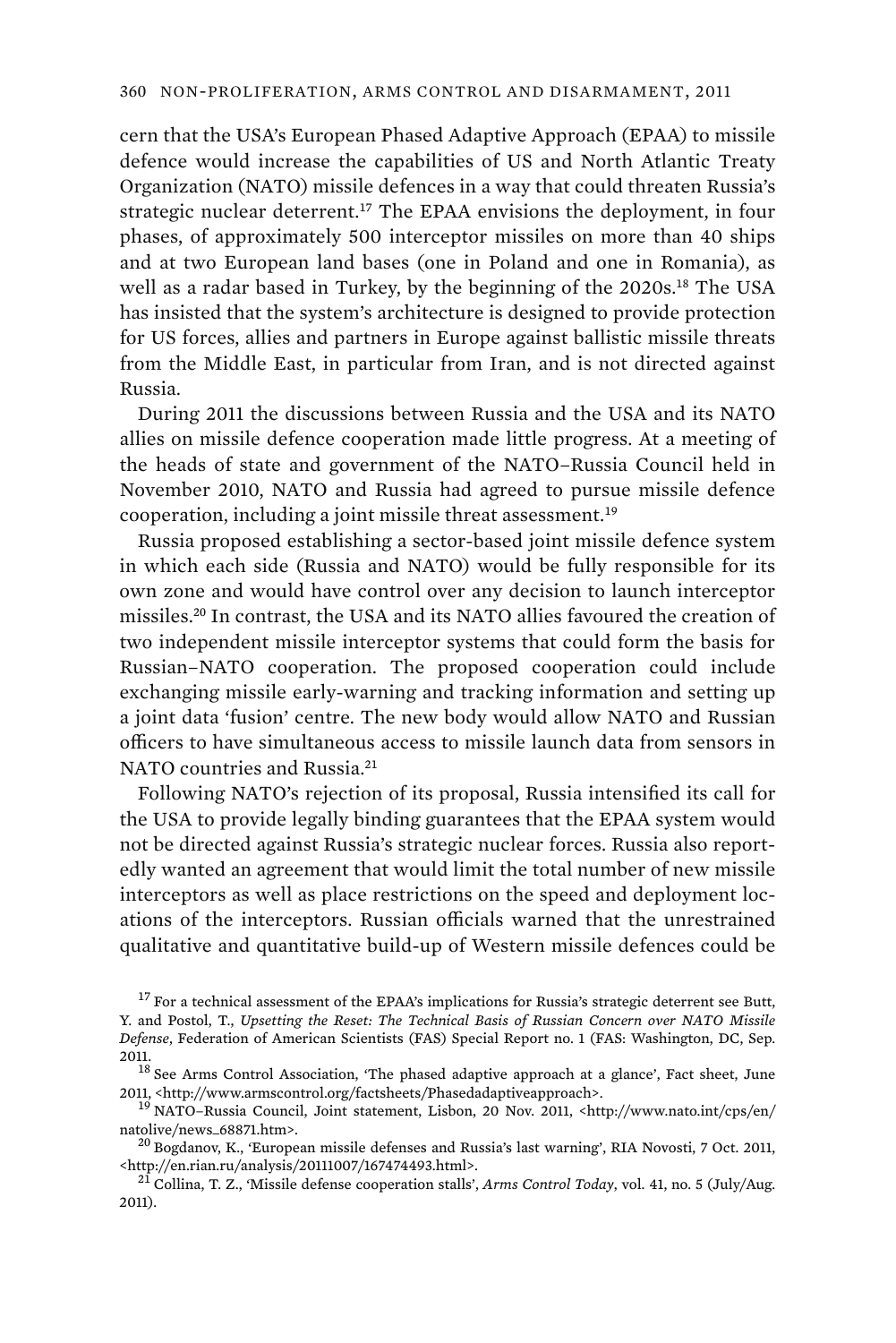cern that the USA's European Phased Adaptive Approach (EPAA) to missile defence would increase the capabilities of US and North Atlantic Treaty Organization (NATO) missile defences in a way that could threaten Russia's strategic nuclear deterrent.[17] The EPAA envisions the deployment, in four phases, of approximately 500 interceptor missiles on more than 40 ships and at two European land bases (one in Poland and one in Romania), as well as a radar based in Turkey, by the beginning of the 2020s.[18] The USA has insisted that the system's architecture is designed to provide protection for US forces, allies and partners in Europe against ballistic missile threats from the Middle East, in particular from Iran, and is not directed against Russia.

During 2011 the discussions between Russia and the USA and its NATO allies on missile defence cooperation made little progress. At a meeting of the heads of state and government of the NATO–Russia Council held in November 2010, NATO and Russia had agreed to pursue missile defence cooperation, including a joint missile threat assessment.[19]

Russia proposed establishing a sector-based joint missile defence system in which each side (Russia and NATO) would be fully responsible for its own zone and would have control over any decision to launch interceptor missiles.[20] In contrast, the USA and its NATO allies favoured the creation of two independent missile interceptor systems that could form the basis for Russian–NATO cooperation. The proposed cooperation could include exchanging missile early-warning and tracking information and setting up a joint data 'fusion' centre. The new body would allow NATO and Russian officers to have simultaneous access to missile launch data from sensors in NATO countries and Russia.[21]

Following NATO's rejection of its proposal, Russia intensified its call for the USA to provide legally binding guarantees that the EPAA system would not be directed against Russia's strategic nuclear forces. Russia also reportedly wanted an agreement that would limit the total number of new missile interceptors as well as place restrictions on the speed and deployment locations of the interceptors. Russian officials warned that the unrestrained qualitative and quantitative build-up of Western missile defences could be

[17] For a technical assessment of the EPAA's implications for Russia's strategic deterrent see Butt, Y. and Postol, T., *Upsetting the Reset: The Technical Basis of Russian Concern over NATO Missile Defense*, Federation of American Scientists (FAS) Special Report no. 1 (FAS: Washington, DC, Sep. 2011.

[18] See Arms Control Association, 'The phased adaptive approach at a glance', Fact sheet, June 2011, <http://www.armscontrol.org/factsheets/Phasedadaptiveapproach>.

[19] NATO–Russia Council, Joint statement, Lisbon, 20 Nov. 2011, <http://www.nato.int/cps/en/natolive/news_68871.htm>.

[20] Bogdanov, K., 'European missile defenses and Russia's last warning', RIA Novosti, 7 Oct. 2011, <http://en.rian.ru/analysis/20111007/167474493.html>.

[21] Collina, T. Z., 'Missile defense cooperation stalls', *Arms Control Today*, vol. 41, no. 5 (July/Aug. 2011).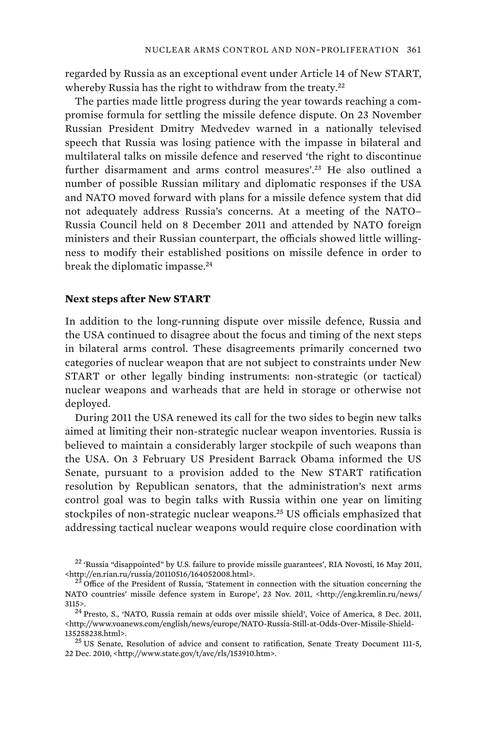regarded by Russia as an exceptional event under Article 14 of New START, whereby Russia has the right to withdraw from the treaty.[22]

The parties made little progress during the year towards reaching a compromise formula for settling the missile defence dispute. On 23 November Russian President Dmitry Medvedev warned in a nationally televised speech that Russia was losing patience with the impasse in bilateral and multilateral talks on missile defence and reserved 'the right to discontinue further disarmament and arms control measures'.[23] He also outlined a number of possible Russian military and diplomatic responses if the USA and NATO moved forward with plans for a missile defence system that did not adequately address Russia's concerns. At a meeting of the NATO–Russia Council held on 8 December 2011 and attended by NATO foreign ministers and their Russian counterpart, the officials showed little willingness to modify their established positions on missile defence in order to break the diplomatic impasse.[24]

### Next steps after New START

In addition to the long-running dispute over missile defence, Russia and the USA continued to disagree about the focus and timing of the next steps in bilateral arms control. These disagreements primarily concerned two categories of nuclear weapon that are not subject to constraints under New START or other legally binding instruments: non-strategic (or tactical) nuclear weapons and warheads that are held in storage or otherwise not deployed.

During 2011 the USA renewed its call for the two sides to begin new talks aimed at limiting their non-strategic nuclear weapon inventories. Russia is believed to maintain a considerably larger stockpile of such weapons than the USA. On 3 February US President Barrack Obama informed the US Senate, pursuant to a provision added to the New START ratification resolution by Republican senators, that the administration's next arms control goal was to begin talks with Russia within one year on limiting stockpiles of non-strategic nuclear weapons.[25] US officials emphasized that addressing tactical nuclear weapons would require close coordination with

[22] 'Russia "disappointed" by U.S. failure to provide missile guarantees', RIA Novosti, 16 May 2011, <http://en.rian.ru/russia/20110516/164052008.html>.

[23] Office of the President of Russia, 'Statement in connection with the situation concerning the NATO countries' missile defence system in Europe', 23 Nov. 2011, <http://eng.kremlin.ru/news/3115>.

[24] Presto, S., 'NATO, Russia remain at odds over missile shield', Voice of America, 8 Dec. 2011, <http://www.voanews.com/english/news/europe/NATO-Russia-Still-at-Odds-Over-Missile-Shield-135258238.html>.

[25] US Senate, Resolution of advice and consent to ratification, Senate Treaty Document 111-5, 22 Dec. 2010, <http://www.state.gov/t/avc/rls/153910.htm>.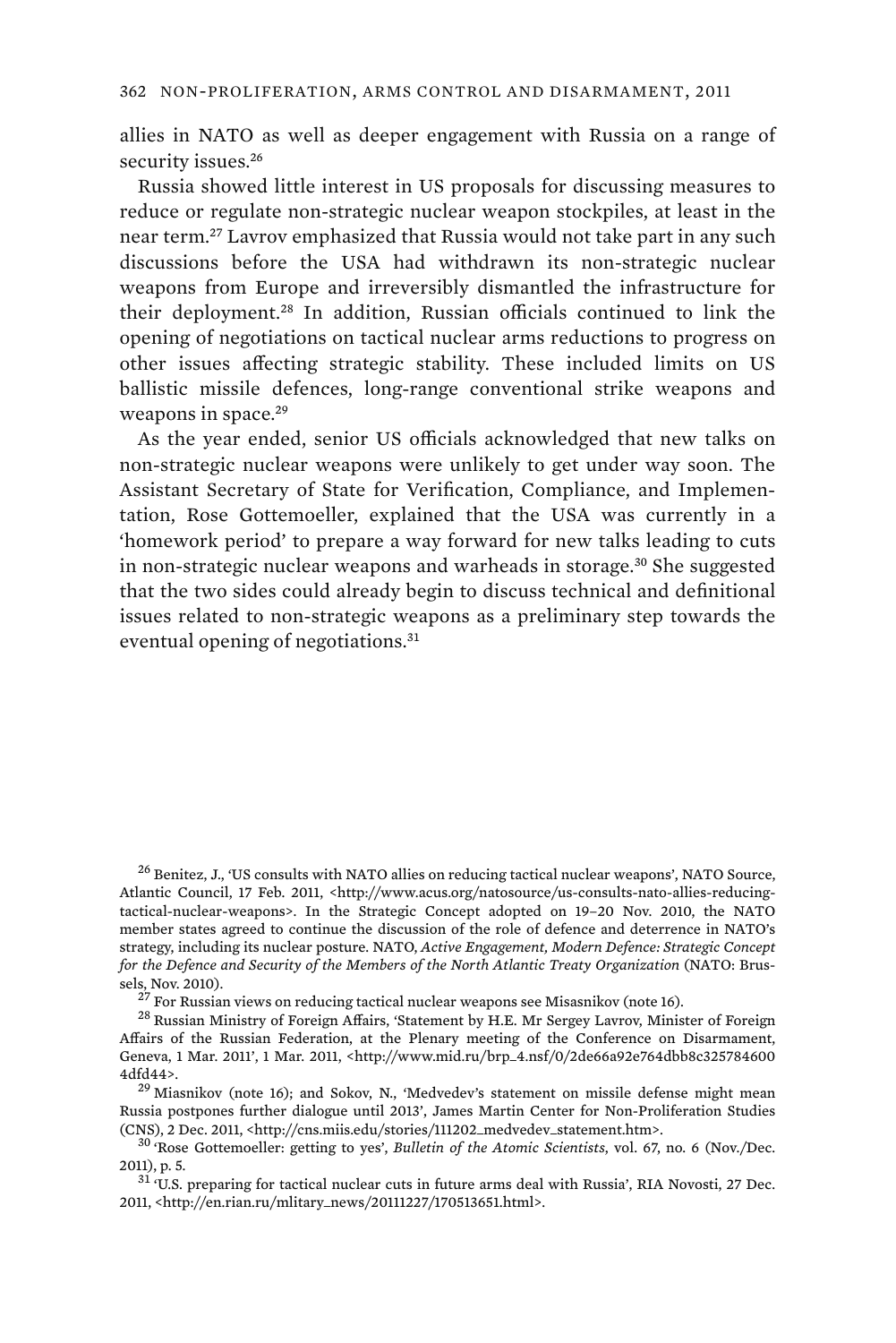allies in NATO as well as deeper engagement with Russia on a range of security issues.[26]

Russia showed little interest in US proposals for discussing measures to reduce or regulate non-strategic nuclear weapon stockpiles, at least in the near term.[27] Lavrov emphasized that Russia would not take part in any such discussions before the USA had withdrawn its non-strategic nuclear weapons from Europe and irreversibly dismantled the infrastructure for their deployment.[28] In addition, Russian officials continued to link the opening of negotiations on tactical nuclear arms reductions to progress on other issues affecting strategic stability. These included limits on US ballistic missile defences, long-range conventional strike weapons and weapons in space.[29]

As the year ended, senior US officials acknowledged that new talks on non-strategic nuclear weapons were unlikely to get under way soon. The Assistant Secretary of State for Verification, Compliance, and Implementation, Rose Gottemoeller, explained that the USA was currently in a 'homework period' to prepare a way forward for new talks leading to cuts in non-strategic nuclear weapons and warheads in storage.[30] She suggested that the two sides could already begin to discuss technical and definitional issues related to non-strategic weapons as a preliminary step towards the eventual opening of negotiations.[31]

[26] Benitez, J., 'US consults with NATO allies on reducing tactical nuclear weapons', NATO Source, Atlantic Council, 17 Feb. 2011, <http://www.acus.org/natosource/us-consults-nato-allies-reducing-tactical-nuclear-weapons>. In the Strategic Concept adopted on 19–20 Nov. 2010, the NATO member states agreed to continue the discussion of the role of defence and deterrence in NATO's strategy, including its nuclear posture. NATO, *Active Engagement, Modern Defence: Strategic Concept for the Defence and Security of the Members of the North Atlantic Treaty Organization* (NATO: Brussels, Nov. 2010).

[27] For Russian views on reducing tactical nuclear weapons see Misasnikov (note 16).

[28] Russian Ministry of Foreign Affairs, 'Statement by H.E. Mr Sergey Lavrov, Minister of Foreign Affairs of the Russian Federation, at the Plenary meeting of the Conference on Disarmament, Geneva, 1 Mar. 2011', 1 Mar. 2011, <http://www.mid.ru/brp_4.nsf/0/2de66a92e764dbb8c325784600 4dfd44>.

[29] Miasnikov (note 16); and Sokov, N., 'Medvedev's statement on missile defense might mean Russia postpones further dialogue until 2013', James Martin Center for Non-Proliferation Studies (CNS), 2 Dec. 2011, <http://cns.miis.edu/stories/111202_medvedev_statement.htm>.

[30] 'Rose Gottemoeller: getting to yes', *Bulletin of the Atomic Scientists*, vol. 67, no. 6 (Nov./Dec. 2011), p. 5.

[31] 'U.S. preparing for tactical nuclear cuts in future arms deal with Russia', RIA Novosti, 27 Dec. 2011, <http://en.rian.ru/mlitary_news/20111227/170513651.html>.